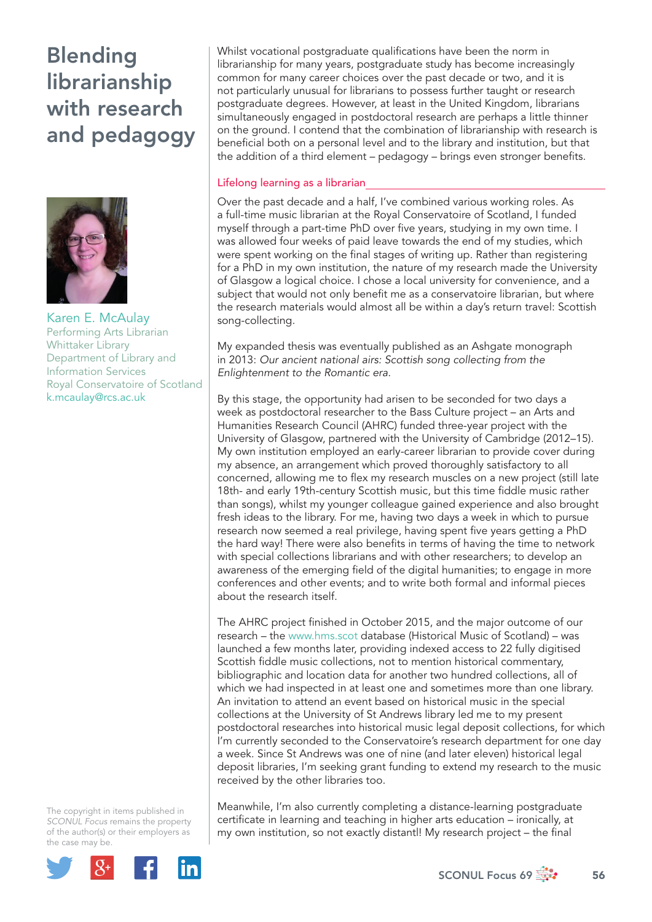# Blending librarianship with research and pedagogy

Karen E. McAulay
Performing Arts Librarian
Whittaker Library
Department of Library and Information Services
Royal Conservatoire of Scotland
k.mcaulay@rcs.ac.uk

The copyright in items published in *SCONUL Focus* remains the property of the author(s) or their employers as the case may be.

Whilst vocational postgraduate qualifications have been the norm in librarianship for many years, postgraduate study has become increasingly common for many career choices over the past decade or two, and it is not particularly unusual for librarians to possess further taught or research postgraduate degrees. However, at least in the United Kingdom, librarians simultaneously engaged in postdoctoral research are perhaps a little thinner on the ground. I contend that the combination of librarianship with research is beneficial both on a personal level and to the library and institution, but that the addition of a third element – pedagogy – brings even stronger benefits.

## Lifelong learning as a librarian

Over the past decade and a half, I've combined various working roles. As a full-time music librarian at the Royal Conservatoire of Scotland, I funded myself through a part-time PhD over five years, studying in my own time. I was allowed four weeks of paid leave towards the end of my studies, which were spent working on the final stages of writing up. Rather than registering for a PhD in my own institution, the nature of my research made the University of Glasgow a logical choice. I chose a local university for convenience, and a subject that would not only benefit me as a conservatoire librarian, but where the research materials would almost all be within a day's return travel: Scottish song-collecting.

My expanded thesis was eventually published as an Ashgate monograph in 2013: *Our ancient national airs: Scottish song collecting from the Enlightenment to the Romantic era.*

By this stage, the opportunity had arisen to be seconded for two days a week as postdoctoral researcher to the Bass Culture project – an Arts and Humanities Research Council (AHRC) funded three-year project with the University of Glasgow, partnered with the University of Cambridge (2012–15). My own institution employed an early-career librarian to provide cover during my absence, an arrangement which proved thoroughly satisfactory to all concerned, allowing me to flex my research muscles on a new project (still late 18th- and early 19th-century Scottish music, but this time fiddle music rather than songs), whilst my younger colleague gained experience and also brought fresh ideas to the library. For me, having two days a week in which to pursue research now seemed a real privilege, having spent five years getting a PhD the hard way! There were also benefits in terms of having the time to network with special collections librarians and with other researchers; to develop an awareness of the emerging field of the digital humanities; to engage in more conferences and other events; and to write both formal and informal pieces about the research itself.

The AHRC project finished in October 2015, and the major outcome of our research – the www.hms.scot database (Historical Music of Scotland) – was launched a few months later, providing indexed access to 22 fully digitised Scottish fiddle music collections, not to mention historical commentary, bibliographic and location data for another two hundred collections, all of which we had inspected in at least one and sometimes more than one library. An invitation to attend an event based on historical music in the special collections at the University of St Andrews library led me to my present postdoctoral researches into historical music legal deposit collections, for which I'm currently seconded to the Conservatoire's research department for one day a week. Since St Andrews was one of nine (and later eleven) historical legal deposit libraries, I'm seeking grant funding to extend my research to the music received by the other libraries too.

Meanwhile, I'm also currently completing a distance-learning postgraduate certificate in learning and teaching in higher arts education – ironically, at my own institution, so not exactly distant!! My research project – the final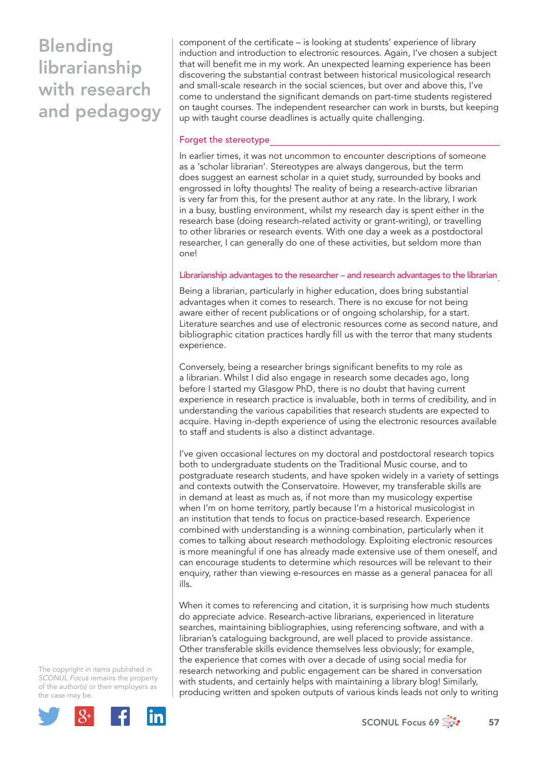component of the certificate – is looking at students' experience of library induction and introduction to electronic resources. Again, I've chosen a subject that will benefit me in my work. An unexpected learning experience has been discovering the substantial contrast between historical musicological research and small-scale research in the social sciences, but over and above this, I've come to understand the significant demands on part-time students registered on taught courses. The independent researcher can work in bursts, but keeping up with taught course deadlines is actually quite challenging.

## Forget the stereotype

In earlier times, it was not uncommon to encounter descriptions of someone as a 'scholar librarian'. Stereotypes are always dangerous, but the term does suggest an earnest scholar in a quiet study, surrounded by books and engrossed in lofty thoughts! The reality of being a research-active librarian is very far from this, for the present author at any rate. In the library, I work in a busy, bustling environment, whilst my research day is spent either in the research base (doing research-related activity or grant-writing), or travelling to other libraries or research events. With one day a week as a postdoctoral researcher, I can generally do one of these activities, but seldom more than one!

## Librarianship advantages to the researcher – and research advantages to the librarian

Being a librarian, particularly in higher education, does bring substantial advantages when it comes to research. There is no excuse for not being aware either of recent publications or of ongoing scholarship, for a start. Literature searches and use of electronic resources come as second nature, and bibliographic citation practices hardly fill us with the terror that many students experience.

Conversely, being a researcher brings significant benefits to my role as a librarian. Whilst I did also engage in research some decades ago, long before I started my Glasgow PhD, there is no doubt that having current experience in research practice is invaluable, both in terms of credibility, and in understanding the various capabilities that research students are expected to acquire. Having in-depth experience of using the electronic resources available to staff and students is also a distinct advantage.

I've given occasional lectures on my doctoral and postdoctoral research topics both to undergraduate students on the Traditional Music course, and to postgraduate research students, and have spoken widely in a variety of settings and contexts outwith the Conservatoire. However, my transferable skills are in demand at least as much as, if not more than my musicology expertise when I'm on home territory, partly because I'm a historical musicologist in an institution that tends to focus on practice-based research. Experience combined with understanding is a winning combination, particularly when it comes to talking about research methodology. Exploiting electronic resources is more meaningful if one has already made extensive use of them oneself, and can encourage students to determine which resources will be relevant to their enquiry, rather than viewing e-resources en masse as a general panacea for all ills.

When it comes to referencing and citation, it is surprising how much students do appreciate advice. Research-active librarians, experienced in literature searches, maintaining bibliographies, using referencing software, and with a librarian's cataloguing background, are well placed to provide assistance. Other transferable skills evidence themselves less obviously; for example, the experience that comes with over a decade of using social media for research networking and public engagement can be shared in conversation with students, and certainly helps with maintaining a library blog! Similarly, producing written and spoken outputs of various kinds leads not only to writing

The copyright in items published in *SCONUL Focus* remains the property of the author(s) or their employers as the case may be.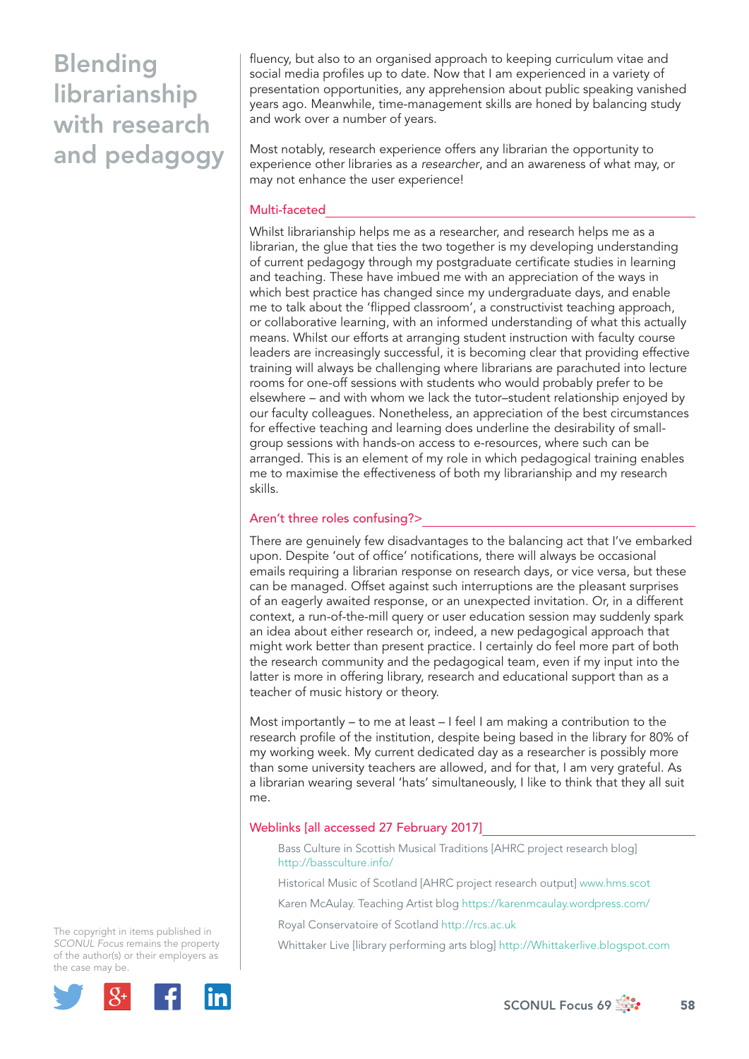fluency, but also to an organised approach to keeping curriculum vitae and social media profiles up to date. Now that I am experienced in a variety of presentation opportunities, any apprehension about public speaking vanished years ago. Meanwhile, time-management skills are honed by balancing study and work over a number of years.

Most notably, research experience offers any librarian the opportunity to experience other libraries as a *researcher*, and an awareness of what may, or may not enhance the user experience!

## Multi-faceted

Whilst librarianship helps me as a researcher, and research helps me as a librarian, the glue that ties the two together is my developing understanding of current pedagogy through my postgraduate certificate studies in learning and teaching. These have imbued me with an appreciation of the ways in which best practice has changed since my undergraduate days, and enable me to talk about the 'flipped classroom', a constructivist teaching approach, or collaborative learning, with an informed understanding of what this actually means. Whilst our efforts at arranging student instruction with faculty course leaders are increasingly successful, it is becoming clear that providing effective training will always be challenging where librarians are parachuted into lecture rooms for one-off sessions with students who would probably prefer to be elsewhere – and with whom we lack the tutor–student relationship enjoyed by our faculty colleagues. Nonetheless, an appreciation of the best circumstances for effective teaching and learning does underline the desirability of small-group sessions with hands-on access to e-resources, where such can be arranged. This is an element of my role in which pedagogical training enables me to maximise the effectiveness of both my librarianship and my research skills.

## Aren't three roles confusing?>

There are genuinely few disadvantages to the balancing act that I've embarked upon. Despite 'out of office' notifications, there will always be occasional emails requiring a librarian response on research days, or vice versa, but these can be managed. Offset against such interruptions are the pleasant surprises of an eagerly awaited response, or an unexpected invitation. Or, in a different context, a run-of-the-mill query or user education session may suddenly spark an idea about either research or, indeed, a new pedagogical approach that might work better than present practice. I certainly do feel more part of both the research community and the pedagogical team, even if my input into the latter is more in offering library, research and educational support than as a teacher of music history or theory.

Most importantly – to me at least – I feel I am making a contribution to the research profile of the institution, despite being based in the library for 80% of my working week. My current dedicated day as a researcher is possibly more than some university teachers are allowed, and for that, I am very grateful. As a librarian wearing several 'hats' simultaneously, I like to think that they all suit me.

## Weblinks [all accessed 27 February 2017]

Bass Culture in Scottish Musical Traditions [AHRC project research blog] http://bassculture.info/

Historical Music of Scotland [AHRC project research output] www.hms.scot

Karen McAulay. Teaching Artist blog https://karenmcaulay.wordpress.com/

Royal Conservatoire of Scotland http://rcs.ac.uk

Whittaker Live [library performing arts blog] http://Whittakerlive.blogspot.com

The copyright in items published in *SCONUL Focus* remains the property of the author(s) or their employers as the case may be.